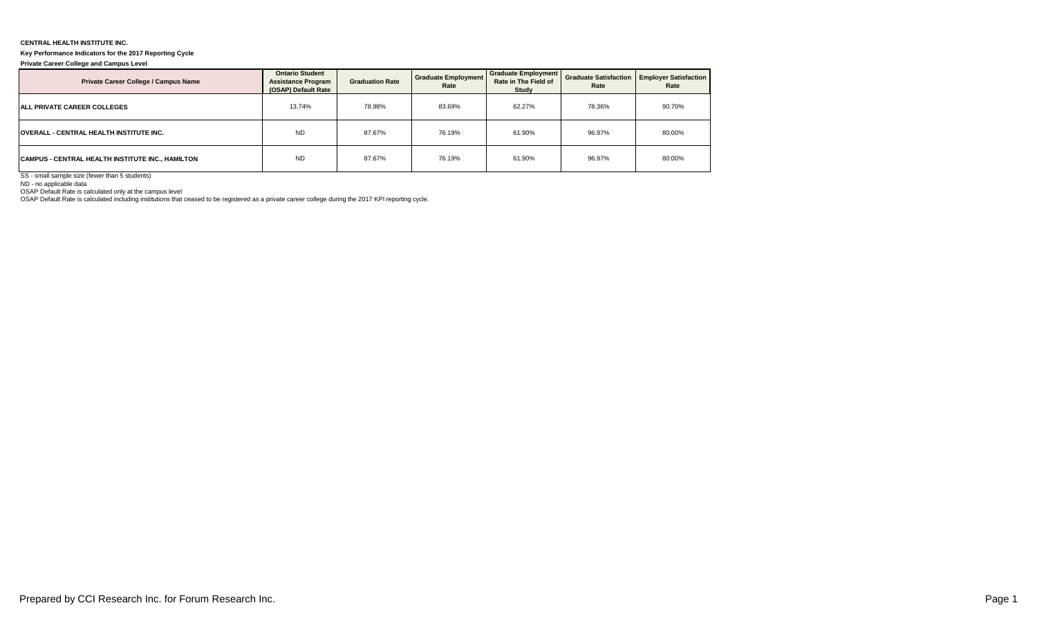**CENTRAL HEALTH INSTITUTE INC.**

**Key Performance Indicators for the 2017 Reporting Cycle**

**Private Career College and Campus Level**

| Private Career College / Campus Name | Ontario Student Assistance Program (OSAP) Default Rate | Graduation Rate | Graduate Employment Rate | Graduate Employment Rate in The Field of Study | Graduate Satisfaction Rate | Employer Satisfaction Rate |
|---|---|---|---|---|---|---|
| **ALL PRIVATE CAREER COLLEGES** | 13.74% | 78.98% | 83.69% | 62.27% | 78.36% | 90.70% |
| **OVERALL - CENTRAL HEALTH INSTITUTE INC.** | ND | 87.67% | 76.19% | 61.90% | 96.97% | 80.00% |
| **CAMPUS - CENTRAL HEALTH INSTITUTE INC., HAMILTON** | ND | 87.67% | 76.19% | 61.90% | 96.97% | 80.00% |

SS - small sample size (fewer than 5 students)

ND - no applicable data

OSAP Default Rate is calculated only at the campus level

OSAP Default Rate is calculated including institutions that ceased to be registered as a private career college during the 2017 KPI reporting cycle.

Prepared by CCI Research Inc. for Forum Research Inc.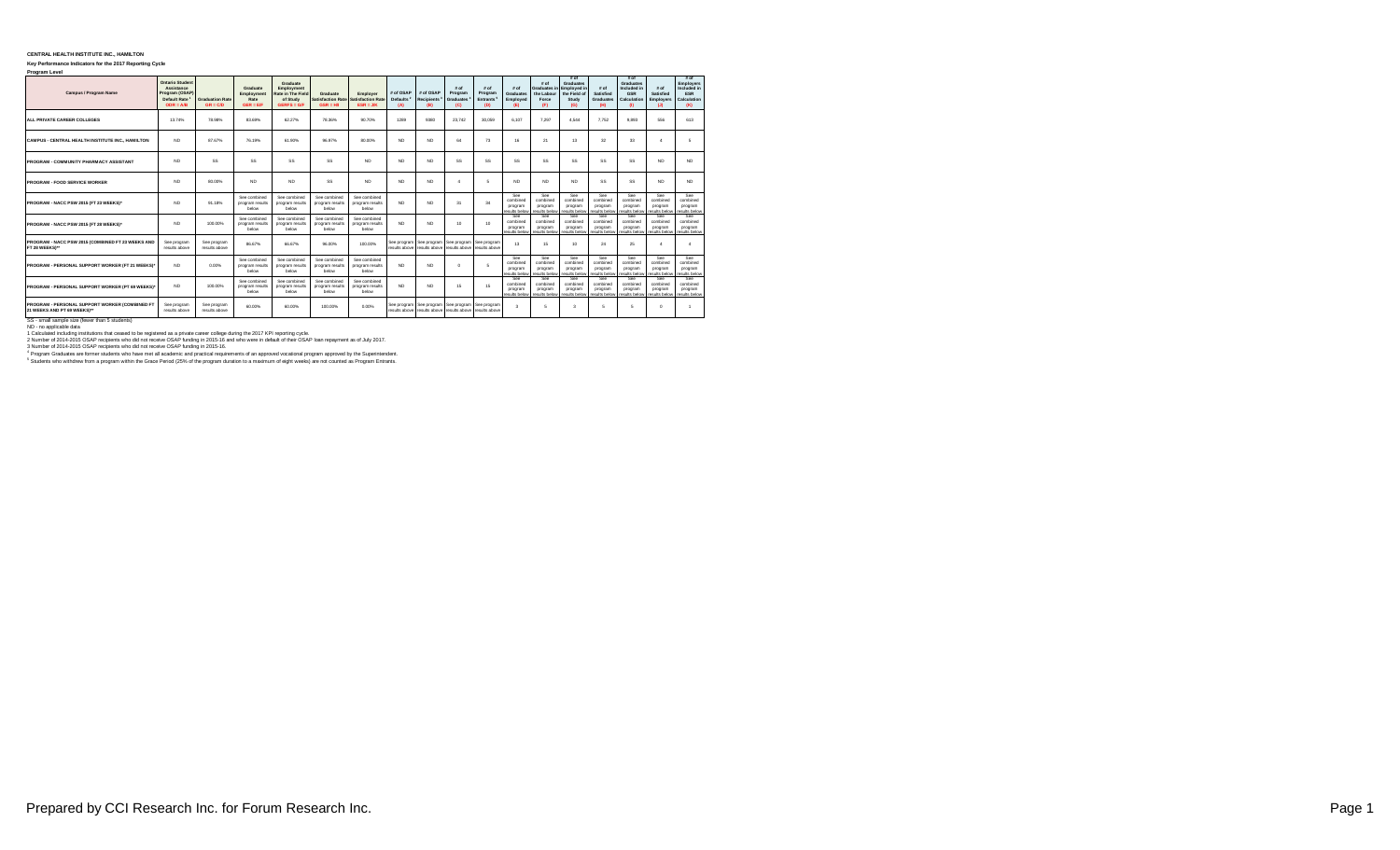**CENTRAL HEALTH INSTITUTE INC., HAMILTON**

**Key Performance Indicators for the 2017 Reporting Cycle**

**Program Level**

| Campus / Program Name | Ontario Student Assistance Program (OSAP) Default Rate [1] ODR = A/B | Graduation Rate GR = C/D | Graduate Employment Rate GER = E/F | Graduate Employment Rate in The Field of Study GERFS = G/F | Graduate Satisfaction Rate GSR = H/I | Employer Satisfaction Rate ESR = J/K | # of OSAP Defaults [2] (A) | # of OSAP Recipients [3] (B) | # of Program Graduates [4] (C) | # of Program Entrants [5] (D) | # of Graduates Employed (E) | # of Graduates in the Labour Force (F) | # of Graduates Employed in the Field of Study (G) | # of Satisfied Graduates (H) | # of Graduates Included in GSR Calculation (I) | # of Satisfied Employers (J) | # of Employers Included in ESR Calculation (K) |
|---|---|---|---|---|---|---|---|---|---|---|---|---|---|---|---|---|---|
| ALL PRIVATE CAREER COLLEGES | 13.78% | 78.98% | 83.69% | 62.27% | 78.36% | 90.70% | 1289 | 9360 | 23,762 | 30,086 | 6,107 | 7,297 | 4,544 | 7,752 | 9,893 | 556 | 613 |
| CAMPUS - CENTRAL HEALTH INSTITUTE INC., HAMILTON | ND | 87.67% | 76.19% | 61.90% | 96.97% | 80.00% | ND | ND | 64 | 73 | 16 | 21 | 13 | 32 | 33 | 4 | 5 |
| PROGRAM - COMMUNITY PHARMACY ASSISTANT | ND | SS | SS | SS | SS | ND | ND | ND | SS | SS | SS | SS | SS | SS | SS | ND | ND |
| PROGRAM - FOOD SERVICE WORKER | ND | 80.00% | ND | ND | SS | ND | ND | ND | 4 | 5 | ND | ND | ND | SS | SS | ND | ND |
| PROGRAM - NACC PSW 2016 (FT 23 WEEKS)* | ND | 91.18% | See combined program results below | See combined program results below | See combined program results below | See combined program results below | ND | ND | 31 | 34 | See combined program results below | See combined program results below | See combined program results below | See combined program results below | See combined program results below | See combined program results below | See combined program results below |
| PROGRAM - NACC PSW 2016 (PT 28 WEEKS)* | ND | 100.00% | See combined program results below | See combined program results below | See combined program results below | See combined program results below | ND | ND | 10 | 10 | See combined program results below | See combined program results below | See combined program results below | See combined program results below | See combined program results below | See combined program results below | See combined program results below |
| PROGRAM - NACC PSW 2016 (COMBINED FT 23 WEEKS AND PT 28 WEEKS)** | See program results above | See program results above | 86.67% | 66.67% | 96.00% | 100.00% | See program results above | See program results above | See program results above | See program results above | 13 | 15 | 10 | 24 | 25 | 4 | 4 |
| PROGRAM - PERSONAL SUPPORT WORKER (FT 21 WEEKS)* | ND | 0.00% | See combined program results below | See combined program results below | See combined program results below | See combined program results below | ND | ND | 0 | 5 | See combined program results below | See combined program results below | See combined program results below | See combined program results below | See combined program results below | See combined program results below | See combined program results below |
| PROGRAM - PERSONAL SUPPORT WORKER (PT 69 WEEKS)* | ND | 100.00% | See combined program results below | See combined program results below | See combined program results below | See combined program results below | ND | ND | 15 | 15 | See combined program results below | See combined program results below | See combined program results below | See combined program results below | See combined program results below | See combined program results below | See combined program results below |
| PROGRAM - PERSONAL SUPPORT WORKER (COMBINED FT 21 WEEKS AND PT 69 WEEKS)** | See program results above | See program results above | 60.00% | 60.00% | 100.00% | 0.00% | See program results above | See program results above | See program results above | See program results above | 3 | 5 | 3 | 5 | 5 | 0 | 1 |

SS - small sample size (fewer than 5 students)

ND - no applicable data

1 Calculated including institutions that ceased to be registered as a private career college during the 2017 KPI reporting cycle.

2 Number of 2014-2015 OSAP recipients who did not receive OSAP funding in 2015-16 and who were in default of their OSAP loan repayment as of July 2017.

3 Number of 2014-2015 OSAP recipients who did not receive OSAP funding in 2015-16.

4 Program Graduates are former students who have met all academic and practical requirements of an approved vocational program approved by the Superintendent.

5 Students who withdrew from a program within the Grace Period (25% of the program duration to a maximum of eight weeks) are not counted as Program Entrants.

Prepared by CCI Research Inc. for Forum Research Inc.